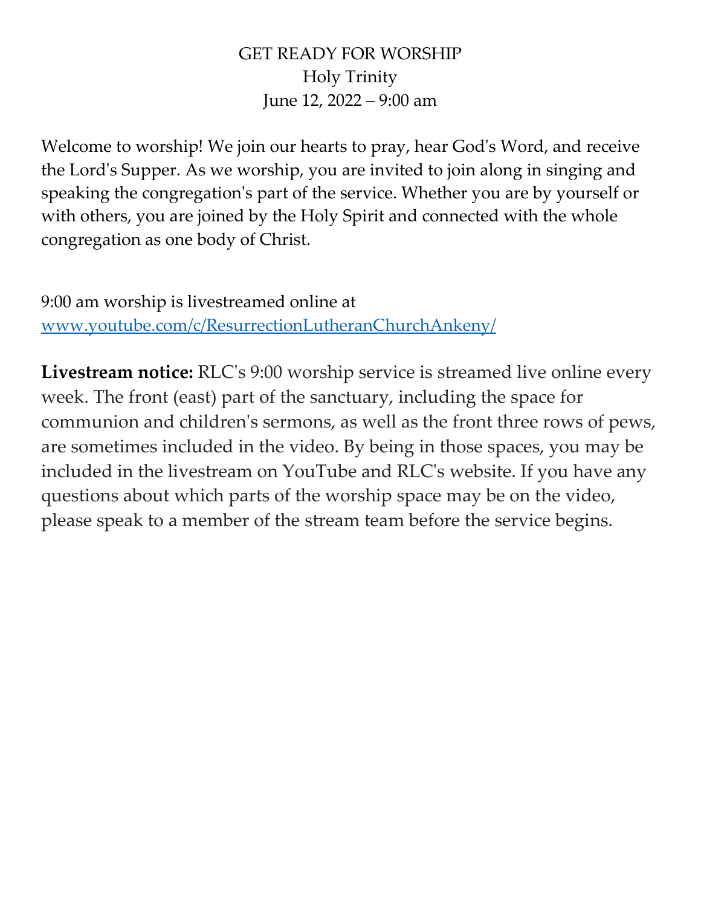# GET READY FOR WORSHIP

Holy Trinity

June 12, 2022 – 9:00 am

Welcome to worship! We join our hearts to pray, hear God's Word, and receive the Lord's Supper. As we worship, you are invited to join along in singing and speaking the congregation's part of the service. Whether you are by yourself or with others, you are joined by the Holy Spirit and connected with the whole congregation as one body of Christ.

9:00 am worship is livestreamed online at [www.youtube.com/c/ResurrectionLutheranChurchAnkeny/](www.youtube.com/c/ResurrectionLutheranChurchAnkeny/)

**Livestream notice:** RLC's 9:00 worship service is streamed live online every week. The front (east) part of the sanctuary, including the space for communion and children's sermons, as well as the front three rows of pews, are sometimes included in the video. By being in those spaces, you may be included in the livestream on YouTube and RLC's website. If you have any questions about which parts of the worship space may be on the video, please speak to a member of the stream team before the service begins.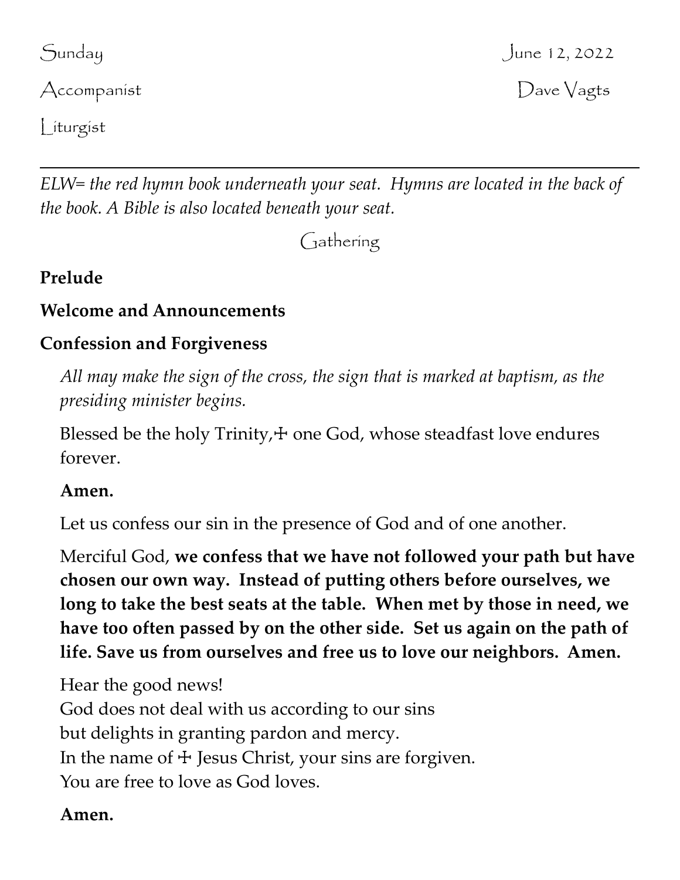Sunday June 12, 2022

Accompanist Dave Vagts

Liturgist

---

*ELW= the red hymn book underneath your seat. Hymns are located in the back of the book. A Bible is also located beneath your seat.*

## Gathering

**Prelude**

**Welcome and Announcements**

**Confession and Forgiveness**

*All may make the sign of the cross, the sign that is marked at baptism, as the presiding minister begins.*

Blessed be the holy Trinity,☩ one God, whose steadfast love endures forever.

**Amen.**

Let us confess our sin in the presence of God and of one another.

Merciful God, **we confess that we have not followed your path but have chosen our own way. Instead of putting others before ourselves, we long to take the best seats at the table. When met by those in need, we have too often passed by on the other side. Set us again on the path of life. Save us from ourselves and free us to love our neighbors. Amen.**

Hear the good news!
God does not deal with us according to our sins
but delights in granting pardon and mercy.
In the name of ☩ Jesus Christ, your sins are forgiven.
You are free to love as God loves.

**Amen.**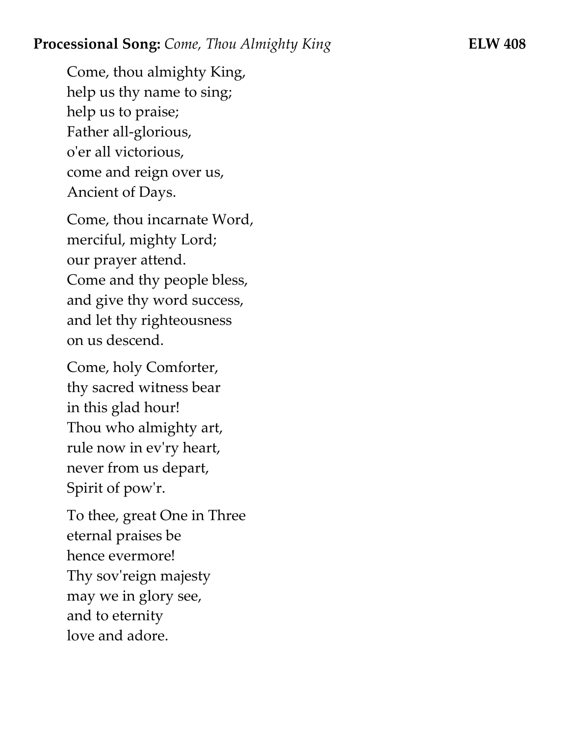**Processional Song:** *Come, Thou Almighty King* **ELW 408**

Come, thou almighty King,
help us thy name to sing;
help us to praise;
Father all-glorious,
o'er all victorious,
come and reign over us,
Ancient of Days.

Come, thou incarnate Word,
merciful, mighty Lord;
our prayer attend.
Come and thy people bless,
and give thy word success,
and let thy righteousness
on us descend.

Come, holy Comforter,
thy sacred witness bear
in this glad hour!
Thou who almighty art,
rule now in ev'ry heart,
never from us depart,
Spirit of pow'r.

To thee, great One in Three
eternal praises be
hence evermore!
Thy sov'reign majesty
may we in glory see,
and to eternity
love and adore.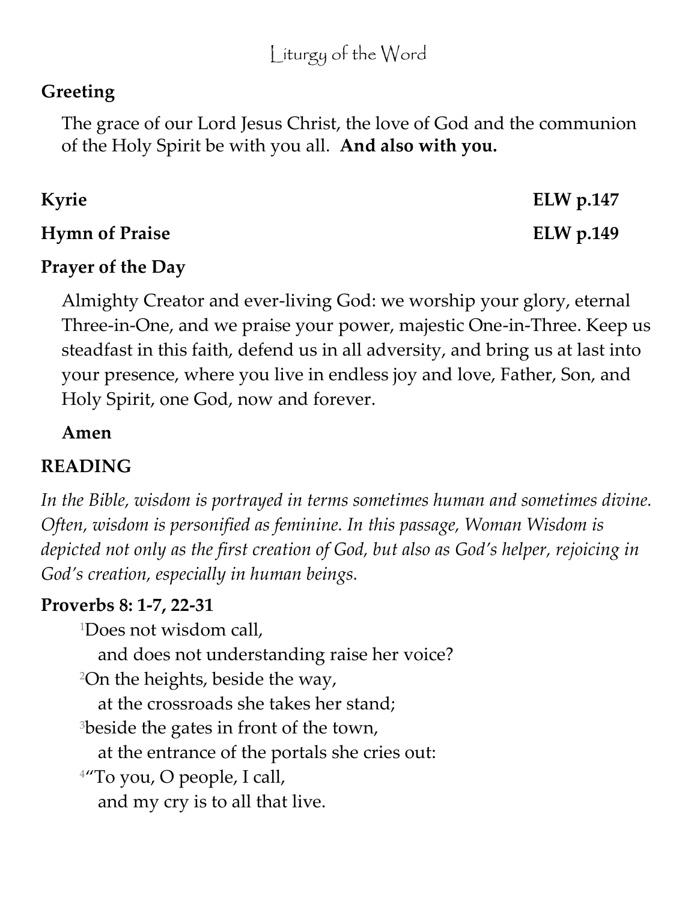# Liturgy of the Word

**Greeting**

The grace of our Lord Jesus Christ, the love of God and the communion of the Holy Spirit be with you all. **And also with you.**

**Kyrie** **ELW p.147**

**Hymn of Praise** **ELW p.149**

**Prayer of the Day**

Almighty Creator and ever-living God: we worship your glory, eternal Three-in-One, and we praise your power, majestic One-in-Three. Keep us steadfast in this faith, defend us in all adversity, and bring us at last into your presence, where you live in endless joy and love, Father, Son, and Holy Spirit, one God, now and forever.

**Amen**

**READING**

*In the Bible, wisdom is portrayed in terms sometimes human and sometimes divine. Often, wisdom is personified as feminine. In this passage, Woman Wisdom is depicted not only as the first creation of God, but also as God's helper, rejoicing in God's creation, especially in human beings.*

**Proverbs 8: 1-7, 22-31**

[1]Does not wisdom call,
and does not understanding raise her voice?
[2]On the heights, beside the way,
at the crossroads she takes her stand;
[3]beside the gates in front of the town,
at the entrance of the portals she cries out:
[4]"To you, O people, I call,
and my cry is to all that live.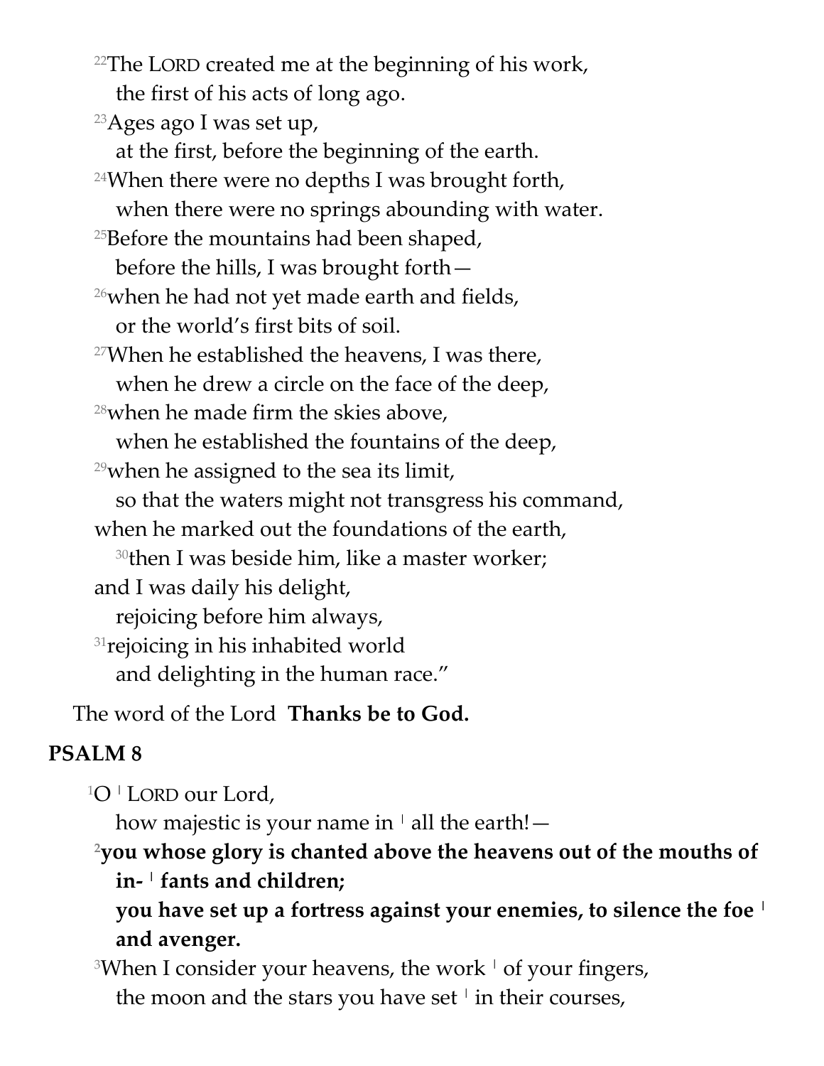[22]The LORD created me at the beginning of his work,
the first of his acts of long ago.
[23]Ages ago I was set up,
at the first, before the beginning of the earth.
[24]When there were no depths I was brought forth,
when there were no springs abounding with water.
[25]Before the mountains had been shaped,
before the hills, I was brought forth—
[26]when he had not yet made earth and fields,
or the world's first bits of soil.
[27]When he established the heavens, I was there,
when he drew a circle on the face of the deep,
[28]when he made firm the skies above,
when he established the fountains of the deep,
[29]when he assigned to the sea its limit,
so that the waters might not transgress his command,
when he marked out the foundations of the earth,
[30]then I was beside him, like a master worker;
and I was daily his delight,
rejoicing before him always,
[31]rejoicing in his inhabited world
and delighting in the human race."

The word of the Lord **Thanks be to God.**

## PSALM 8

[1]O ǀ LORD our Lord,
how majestic is your name in ǀ all the earth!—
[2]**you whose glory is chanted above the heavens out of the mouths of in- ǀ fants and children;**
**you have set up a fortress against your enemies, to silence the foe ǀ and avenger.**
[3]When I consider your heavens, the work ǀ of your fingers,
the moon and the stars you have set ǀ in their courses,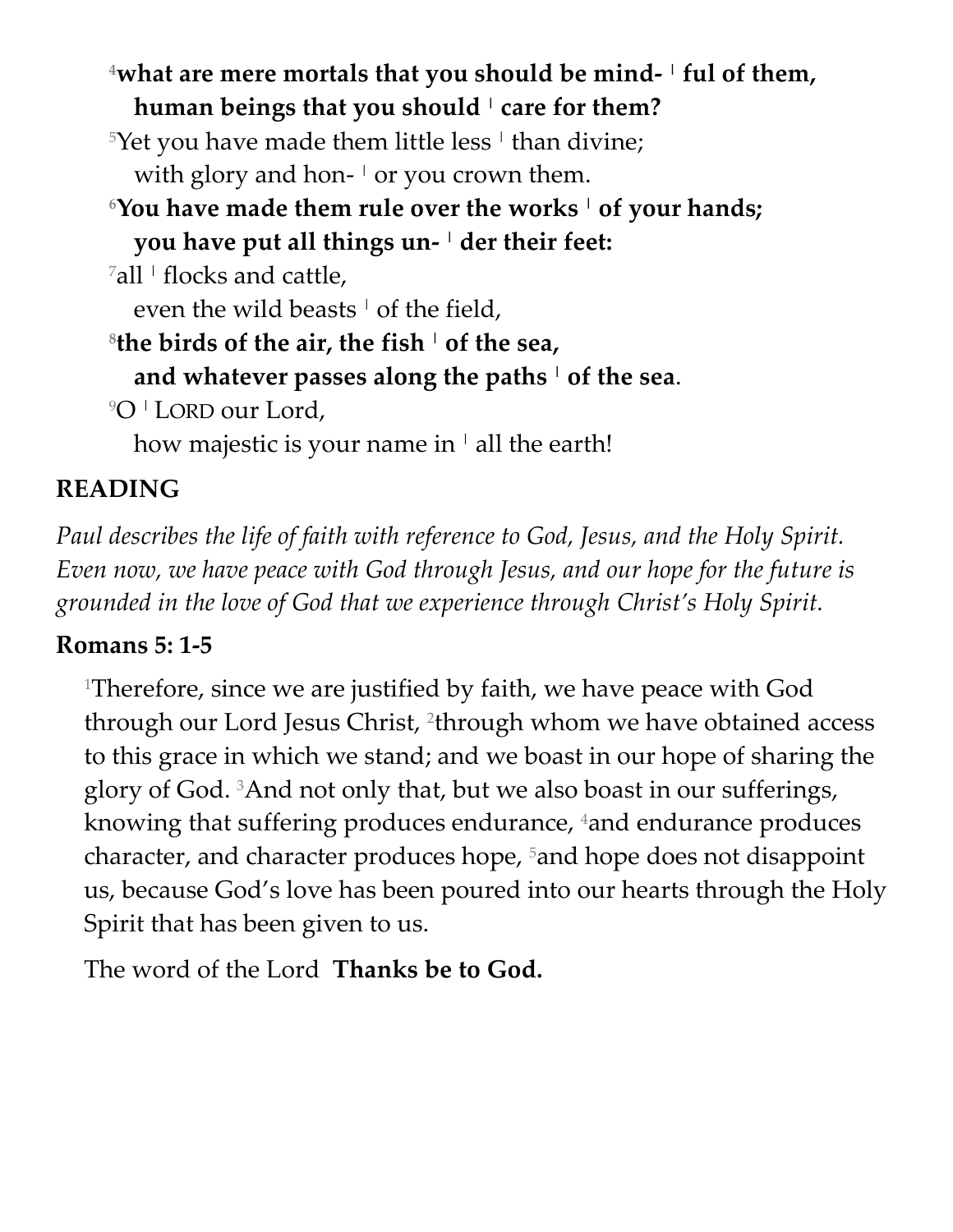[4]**what are mere mortals that you should be mind- ǀ ful of them,**
**human beings that you should ǀ care for them?**

[5]Yet you have made them little less ǀ than divine;
with glory and hon- ǀ or you crown them.

[6]**You have made them rule over the works ǀ of your hands;**
**you have put all things un- ǀ der their feet:**

[7]all ǀ flocks and cattle,
even the wild beasts ǀ of the field,

[8]**the birds of the air, the fish ǀ of the sea,**
**and whatever passes along the paths ǀ of the sea**.

[9]O ǀ LORD our Lord,
how majestic is your name in ǀ all the earth!

## READING

*Paul describes the life of faith with reference to God, Jesus, and the Holy Spirit. Even now, we have peace with God through Jesus, and our hope for the future is grounded in the love of God that we experience through Christ's Holy Spirit.*

**Romans 5: 1-5**

[1]Therefore, since we are justified by faith, we have peace with God through our Lord Jesus Christ, [2]through whom we have obtained access to this grace in which we stand; and we boast in our hope of sharing the glory of God. [3]And not only that, but we also boast in our sufferings, knowing that suffering produces endurance, [4]and endurance produces character, and character produces hope, [5]and hope does not disappoint us, because God's love has been poured into our hearts through the Holy Spirit that has been given to us.

The word of the Lord **Thanks be to God.**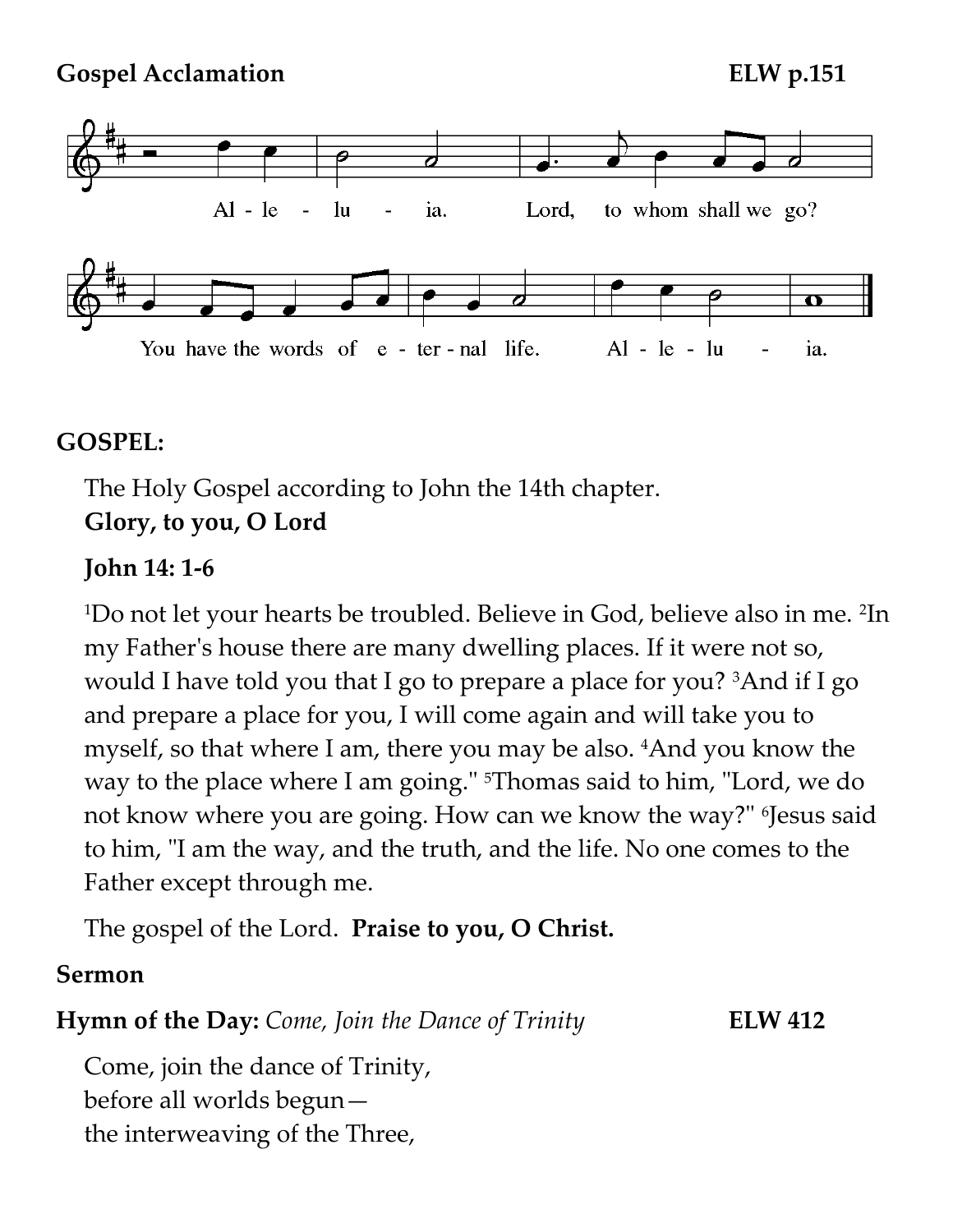**Gospel Acclamation** **ELW p.151**

Al - le - lu - ia. Lord, to whom shall we go?

You have the words of e - ter - nal life. Al - le - lu - ia.

**GOSPEL:**

The Holy Gospel according to John the 14th chapter.
**Glory, to you, O Lord**

**John 14: 1-6**

[1]Do not let your hearts be troubled. Believe in God, believe also in me. [2]In my Father's house there are many dwelling places. If it were not so, would I have told you that I go to prepare a place for you? [3]And if I go and prepare a place for you, I will come again and will take you to myself, so that where I am, there you may be also. [4]And you know the way to the place where I am going." [5]Thomas said to him, "Lord, we do not know where you are going. How can we know the way?" [6]Jesus said to him, "I am the way, and the truth, and the life. No one comes to the Father except through me.

The gospel of the Lord. **Praise to you, O Christ.**

**Sermon**

**Hymn of the Day:** *Come, Join the Dance of Trinity* **ELW 412**

Come, join the dance of Trinity,
before all worlds begun—
the interweaving of the Three,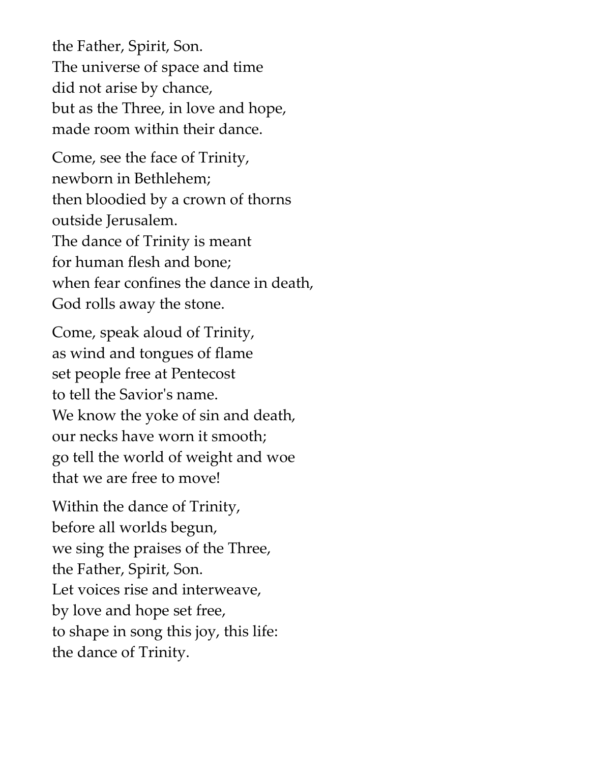the Father, Spirit, Son.
The universe of space and time
did not arise by chance,
but as the Three, in love and hope,
made room within their dance.

Come, see the face of Trinity,
newborn in Bethlehem;
then bloodied by a crown of thorns
outside Jerusalem.
The dance of Trinity is meant
for human flesh and bone;
when fear confines the dance in death,
God rolls away the stone.

Come, speak aloud of Trinity,
as wind and tongues of flame
set people free at Pentecost
to tell the Savior's name.
We know the yoke of sin and death,
our necks have worn it smooth;
go tell the world of weight and woe
that we are free to move!

Within the dance of Trinity,
before all worlds begun,
we sing the praises of the Three,
the Father, Spirit, Son.
Let voices rise and interweave,
by love and hope set free,
to shape in song this joy, this life:
the dance of Trinity.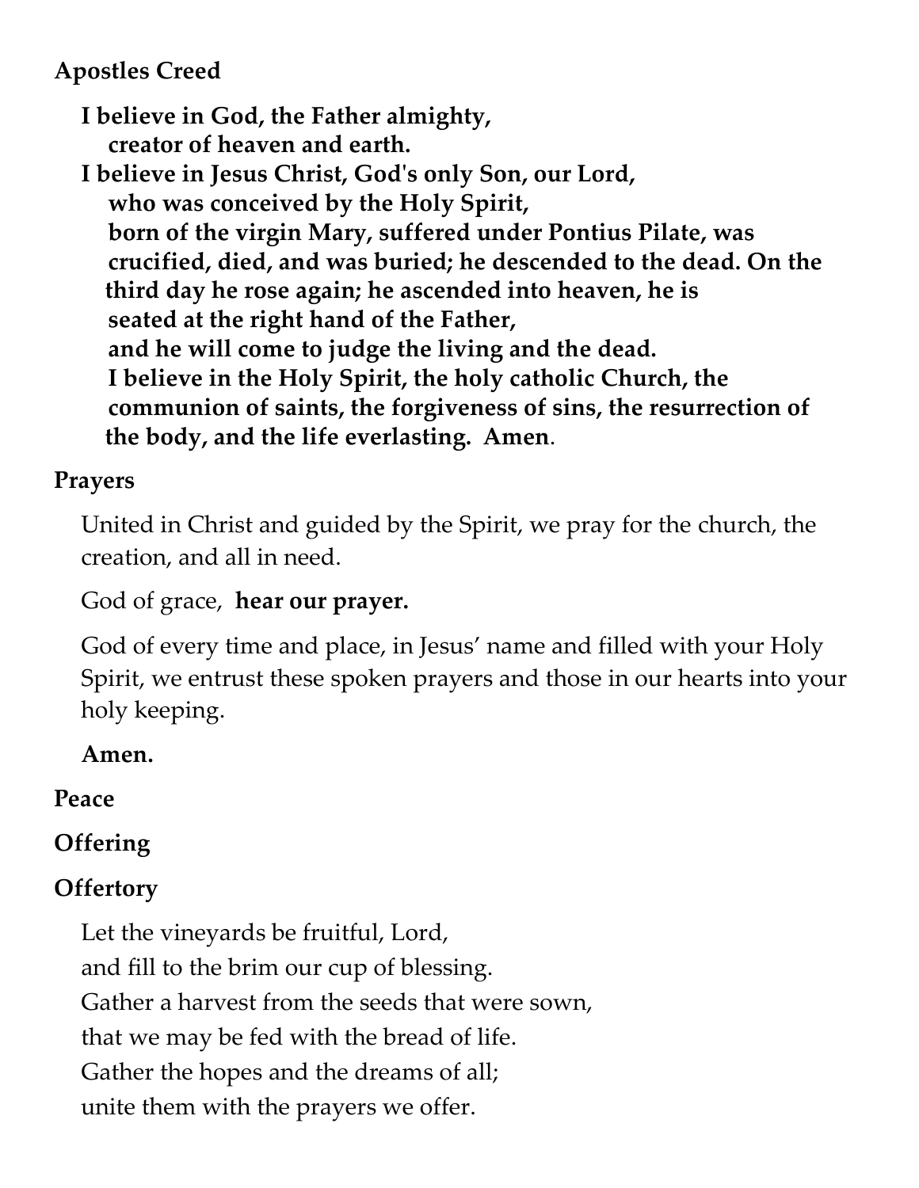**Apostles Creed**

**I believe in God, the Father almighty,**
**creator of heaven and earth.**
**I believe in Jesus Christ, God's only Son, our Lord,**
**who was conceived by the Holy Spirit,**
**born of the virgin Mary, suffered under Pontius Pilate, was crucified, died, and was buried; he descended to the dead. On the third day he rose again; he ascended into heaven, he is seated at the right hand of the Father,**
**and he will come to judge the living and the dead.**
**I believe in the Holy Spirit, the holy catholic Church, the communion of saints, the forgiveness of sins, the resurrection of the body, and the life everlasting. Amen**.

**Prayers**

United in Christ and guided by the Spirit, we pray for the church, the creation, and all in need.

God of grace, **hear our prayer.**

God of every time and place, in Jesus' name and filled with your Holy Spirit, we entrust these spoken prayers and those in our hearts into your holy keeping.

**Amen.**

**Peace**

**Offering**

**Offertory**

Let the vineyards be fruitful, Lord,
and fill to the brim our cup of blessing.
Gather a harvest from the seeds that were sown,
that we may be fed with the bread of life.
Gather the hopes and the dreams of all;
unite them with the prayers we offer.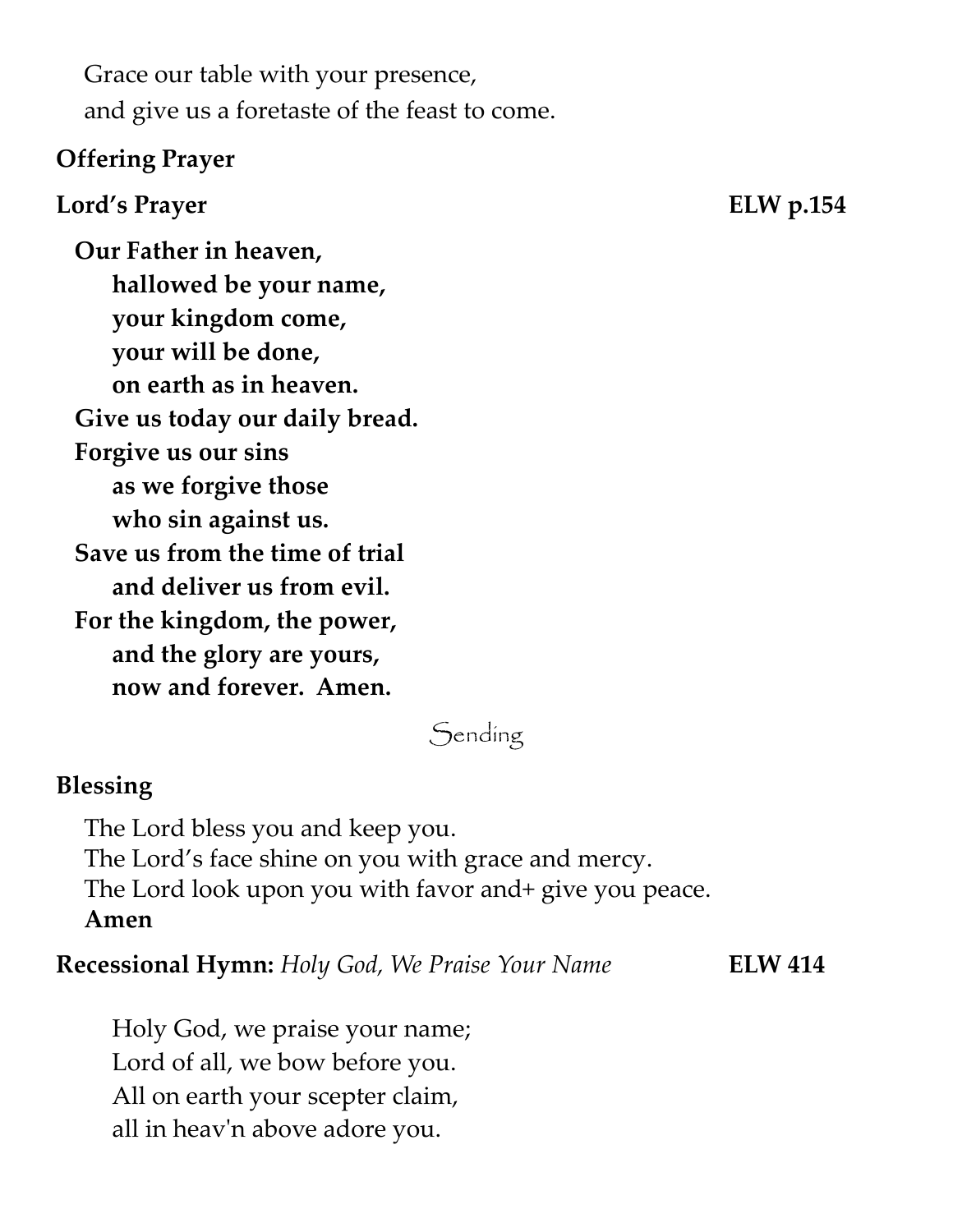Grace our table with your presence,
and give us a foretaste of the feast to come.

**Offering Prayer**

**Lord's Prayer** **ELW p.154**

**Our Father in heaven,**
**hallowed be your name,**
**your kingdom come,**
**your will be done,**
**on earth as in heaven.**
**Give us today our daily bread.**
**Forgive us our sins**
**as we forgive those**
**who sin against us.**
**Save us from the time of trial**
**and deliver us from evil.**
**For the kingdom, the power,**
**and the glory are yours,**
**now and forever. Amen.**

## Sending

**Blessing**

The Lord bless you and keep you.
The Lord's face shine on you with grace and mercy.
The Lord look upon you with favor and+ give you peace.
**Amen**

**Recessional Hymn:** *Holy God, We Praise Your Name* **ELW 414**

Holy God, we praise your name;
Lord of all, we bow before you.
All on earth your scepter claim,
all in heav'n above adore you.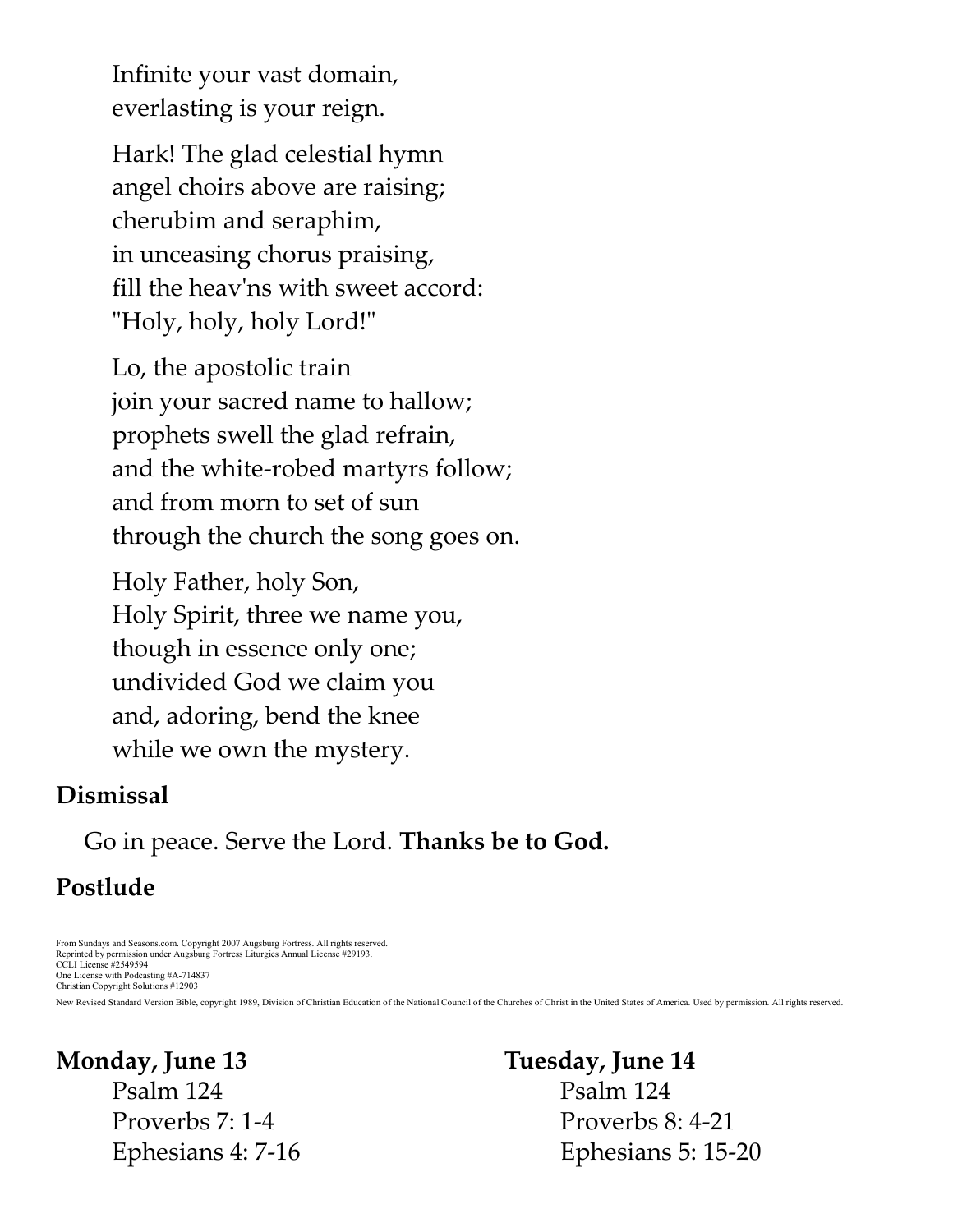Infinite your vast domain,
everlasting is your reign.

Hark! The glad celestial hymn
angel choirs above are raising;
cherubim and seraphim,
in unceasing chorus praising,
fill the heav'ns with sweet accord:
"Holy, holy, holy Lord!"

Lo, the apostolic train
join your sacred name to hallow;
prophets swell the glad refrain,
and the white-robed martyrs follow;
and from morn to set of sun
through the church the song goes on.

Holy Father, holy Son,
Holy Spirit, three we name you,
though in essence only one;
undivided God we claim you
and, adoring, bend the knee
while we own the mystery.

## Dismissal

Go in peace. Serve the Lord. **Thanks be to God.**

## Postlude

From Sundays and Seasons.com. Copyright 2007 Augsburg Fortress. All rights reserved.
Reprinted by permission under Augsburg Fortress Liturgies Annual License #29193.
CCLI License #2549594
One License with Podcasting #A-714837
Christian Copyright Solutions #12903

New Revised Standard Version Bible, copyright 1989, Division of Christian Education of the National Council of the Churches of Christ in the United States of America. Used by permission. All rights reserved.

**Monday, June 13**
Psalm 124
Proverbs 7: 1-4
Ephesians 4: 7-16

**Tuesday, June 14**
Psalm 124
Proverbs 8: 4-21
Ephesians 5: 15-20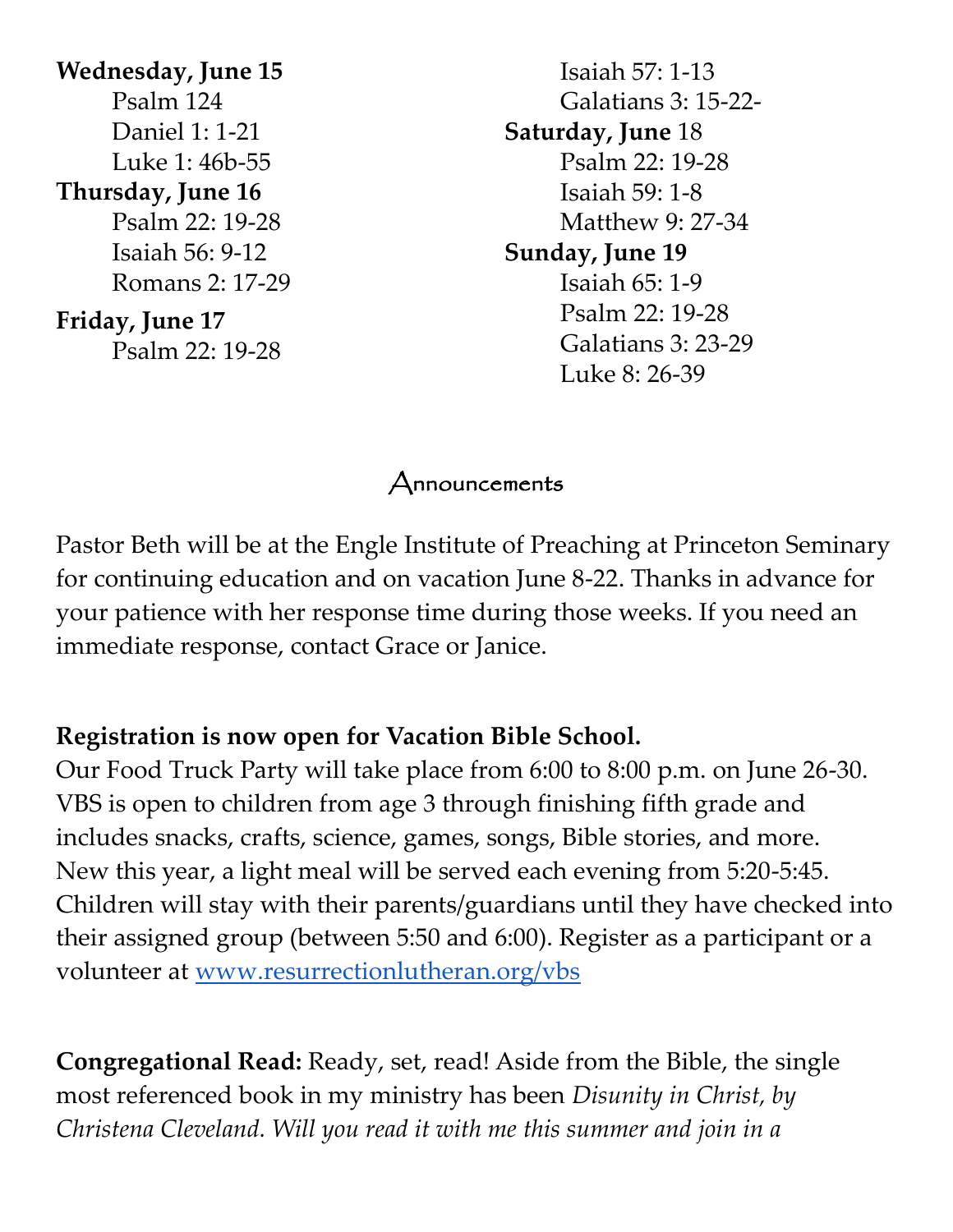**Wednesday, June 15**
Psalm 124
Daniel 1: 1-21
Luke 1: 46b-55

**Thursday, June 16**
Psalm 22: 19-28
Isaiah 56: 9-12
Romans 2: 17-29

**Friday, June 17**
Psalm 22: 19-28
Isaiah 57: 1-13
Galatians 3: 15-22-

**Saturday, June** 18
Psalm 22: 19-28
Isaiah 59: 1-8
Matthew 9: 27-34

**Sunday, June 19**
Isaiah 65: 1-9
Psalm 22: 19-28
Galatians 3: 23-29
Luke 8: 26-39

## Announcements

Pastor Beth will be at the Engle Institute of Preaching at Princeton Seminary for continuing education and on vacation June 8-22. Thanks in advance for your patience with her response time during those weeks. If you need an immediate response, contact Grace or Janice.

**Registration is now open for Vacation Bible School.**
Our Food Truck Party will take place from 6:00 to 8:00 p.m. on June 26-30. VBS is open to children from age 3 through finishing fifth grade and includes snacks, crafts, science, games, songs, Bible stories, and more. New this year, a light meal will be served each evening from 5:20-5:45. Children will stay with their parents/guardians until they have checked into their assigned group (between 5:50 and 6:00). Register as a participant or a volunteer at [www.resurrectionlutheran.org/vbs](www.resurrectionlutheran.org/vbs)

**Congregational Read:** Ready, set, read! Aside from the Bible, the single most referenced book in my ministry has been *Disunity in Christ, by Christena Cleveland. Will you read it with me this summer and join in a*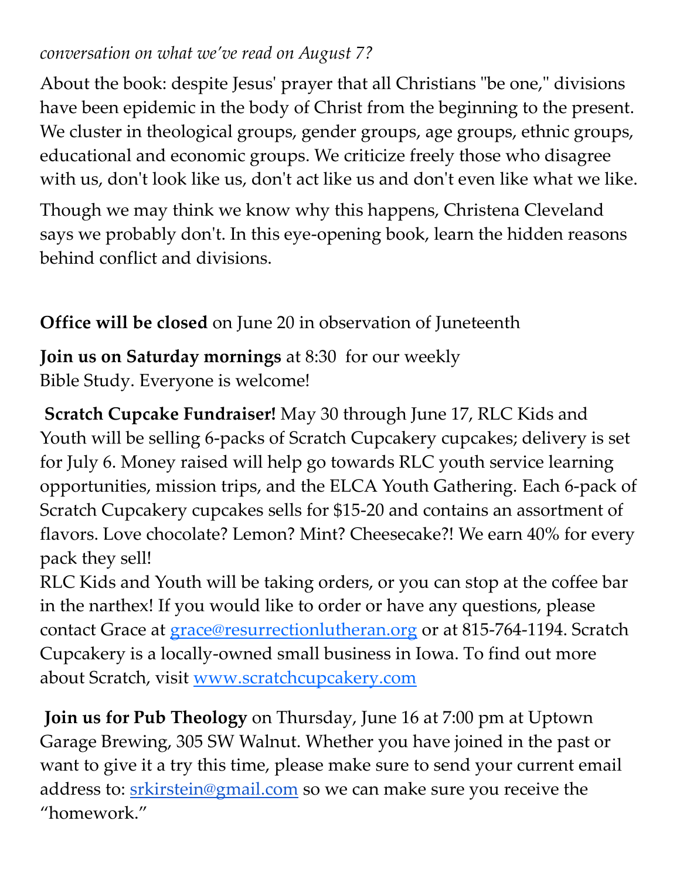*conversation on what we've read on August 7?*

About the book: despite Jesus' prayer that all Christians "be one," divisions have been epidemic in the body of Christ from the beginning to the present. We cluster in theological groups, gender groups, age groups, ethnic groups, educational and economic groups. We criticize freely those who disagree with us, don't look like us, don't act like us and don't even like what we like.

Though we may think we know why this happens, Christena Cleveland says we probably don't. In this eye-opening book, learn the hidden reasons behind conflict and divisions.

**Office will be closed** on June 20 in observation of Juneteenth

**Join us on Saturday mornings** at 8:30 for our weekly Bible Study. Everyone is welcome!

**Scratch Cupcake Fundraiser!** May 30 through June 17, RLC Kids and Youth will be selling 6-packs of Scratch Cupcakery cupcakes; delivery is set for July 6. Money raised will help go towards RLC youth service learning opportunities, mission trips, and the ELCA Youth Gathering. Each 6-pack of Scratch Cupcakery cupcakes sells for $15-20 and contains an assortment of flavors. Love chocolate? Lemon? Mint? Cheesecake?! We earn 40% for every pack they sell!
RLC Kids and Youth will be taking orders, or you can stop at the coffee bar in the narthex! If you would like to order or have any questions, please contact Grace at grace@resurrectionlutheran.org or at 815-764-1194. Scratch Cupcakery is a locally-owned small business in Iowa. To find out more about Scratch, visit www.scratchcupcakery.com

**Join us for Pub Theology** on Thursday, June 16 at 7:00 pm at Uptown Garage Brewing, 305 SW Walnut. Whether you have joined in the past or want to give it a try this time, please make sure to send your current email address to: srkirstein@gmail.com so we can make sure you receive the "homework."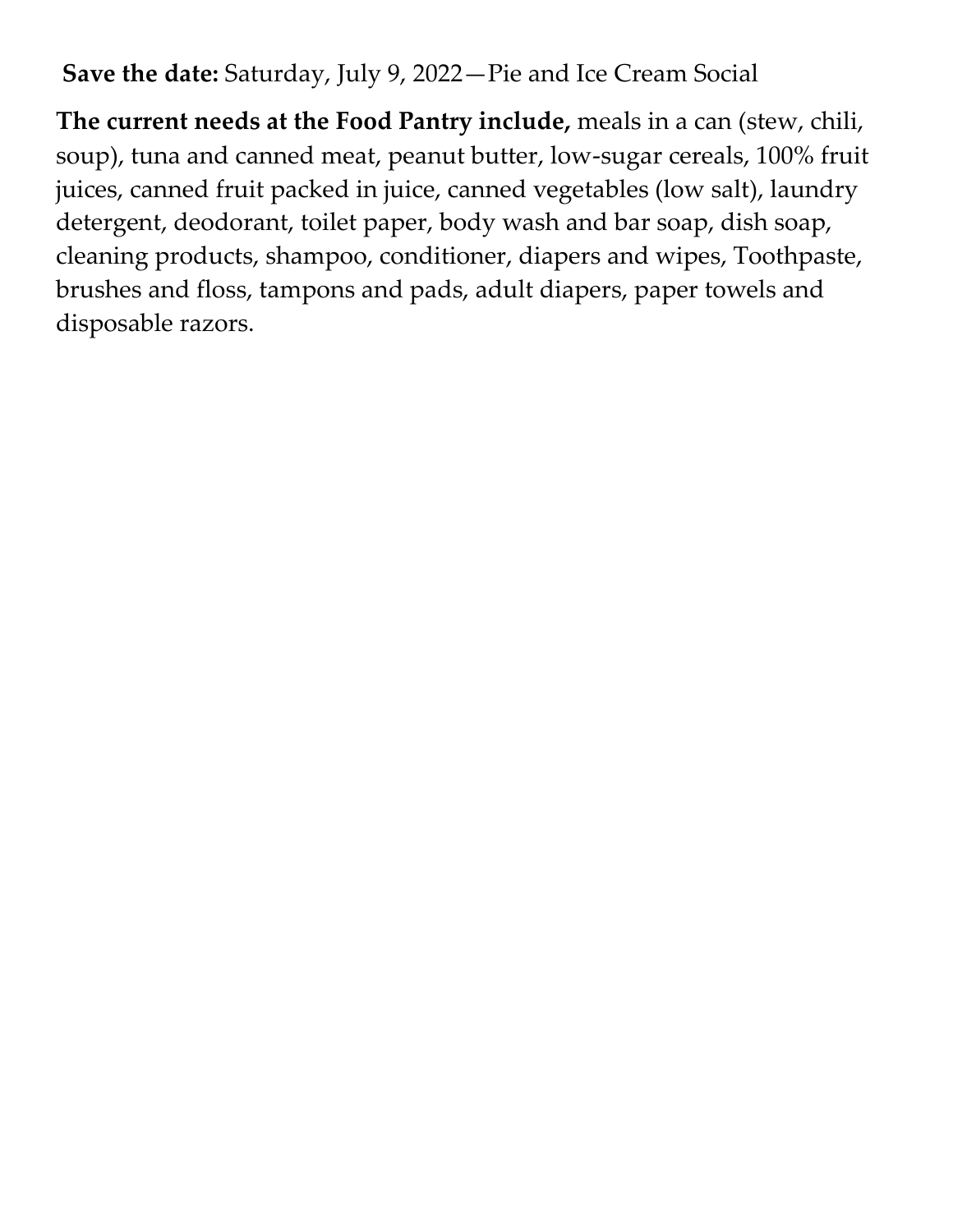**Save the date:** Saturday, July 9, 2022—Pie and Ice Cream Social

**The current needs at the Food Pantry include,** meals in a can (stew, chili, soup), tuna and canned meat, peanut butter, low-sugar cereals, 100% fruit juices, canned fruit packed in juice, canned vegetables (low salt), laundry detergent, deodorant, toilet paper, body wash and bar soap, dish soap, cleaning products, shampoo, conditioner, diapers and wipes, Toothpaste, brushes and floss, tampons and pads, adult diapers, paper towels and disposable razors.